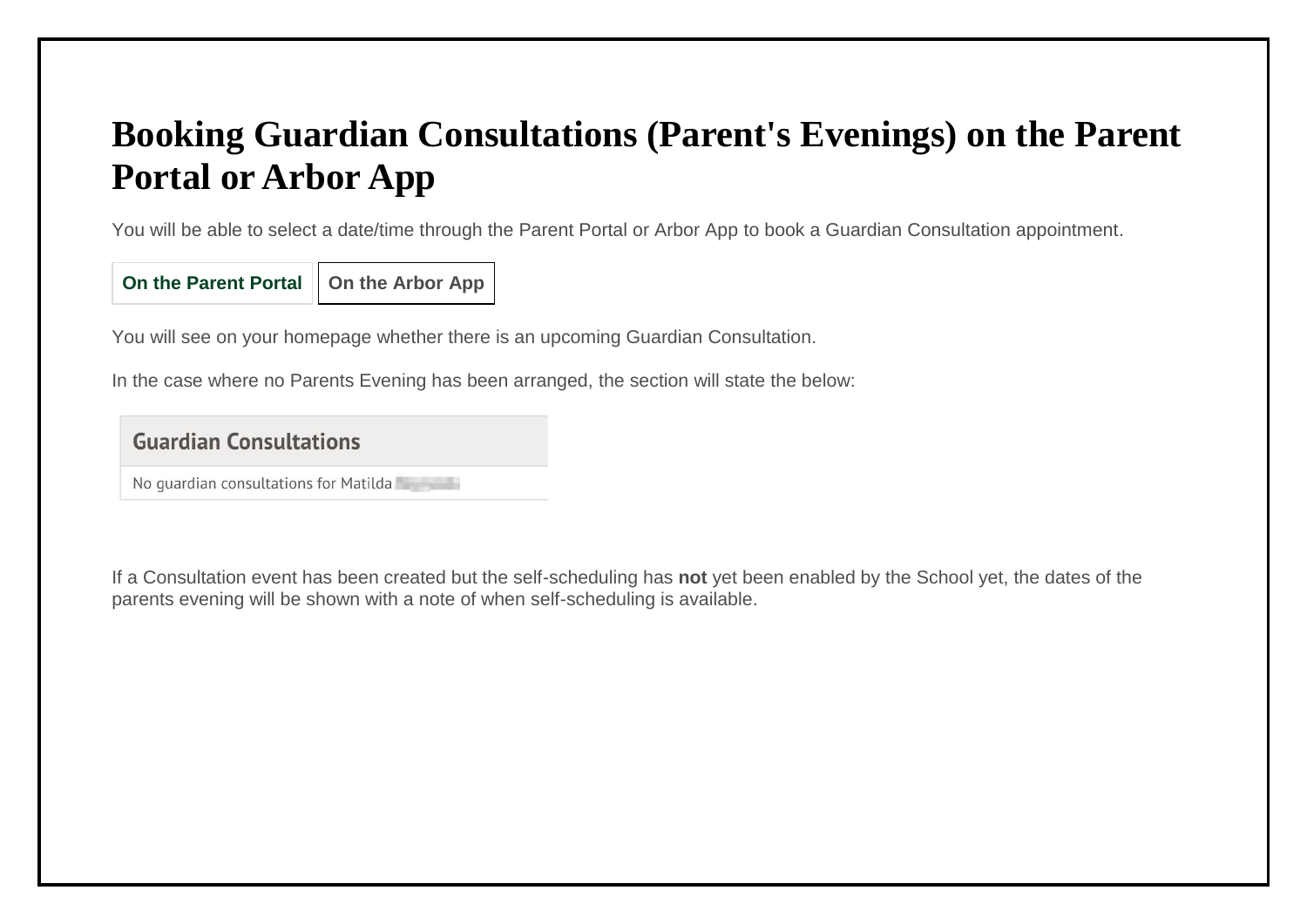# Booking Guardian Consultations (Parent's Evenings) on the Parent Portal or Arbor App

You will be able to select a date/time through the Parent Portal or Arbor App to book a Guardian Consultation appointment.

**On the Parent Portal** | **On the Arbor App**

You will see on your homepage whether there is an upcoming Guardian Consultation.

In the case where no Parents Evening has been arranged, the section will state the below:

**Guardian Consultations**

No guardian consultations for Matilda

If a Consultation event has been created but the self-scheduling has **not** yet been enabled by the School yet, the dates of the parents evening will be shown with a note of when self-scheduling is available.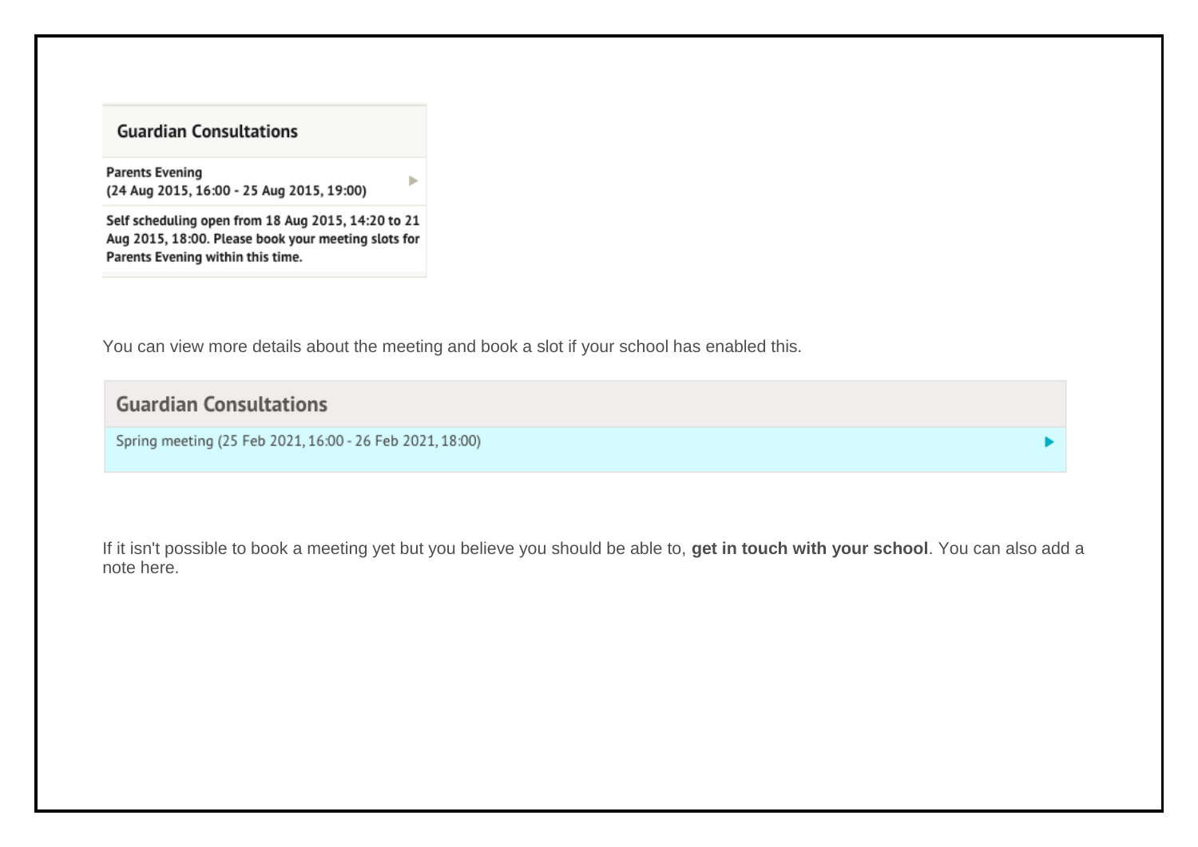**Guardian Consultations**

**Parents Evening**
**(24 Aug 2015, 16:00 - 25 Aug 2015, 19:00)**

**Self scheduling open from 18 Aug 2015, 14:20 to 21 Aug 2015, 18:00. Please book your meeting slots for Parents Evening within this time.**

You can view more details about the meeting and book a slot if your school has enabled this.

**Guardian Consultations**

Spring meeting (25 Feb 2021, 16:00 - 26 Feb 2021, 18:00)

If it isn't possible to book a meeting yet but you believe you should be able to, **get in touch with your school**. You can also add a note here.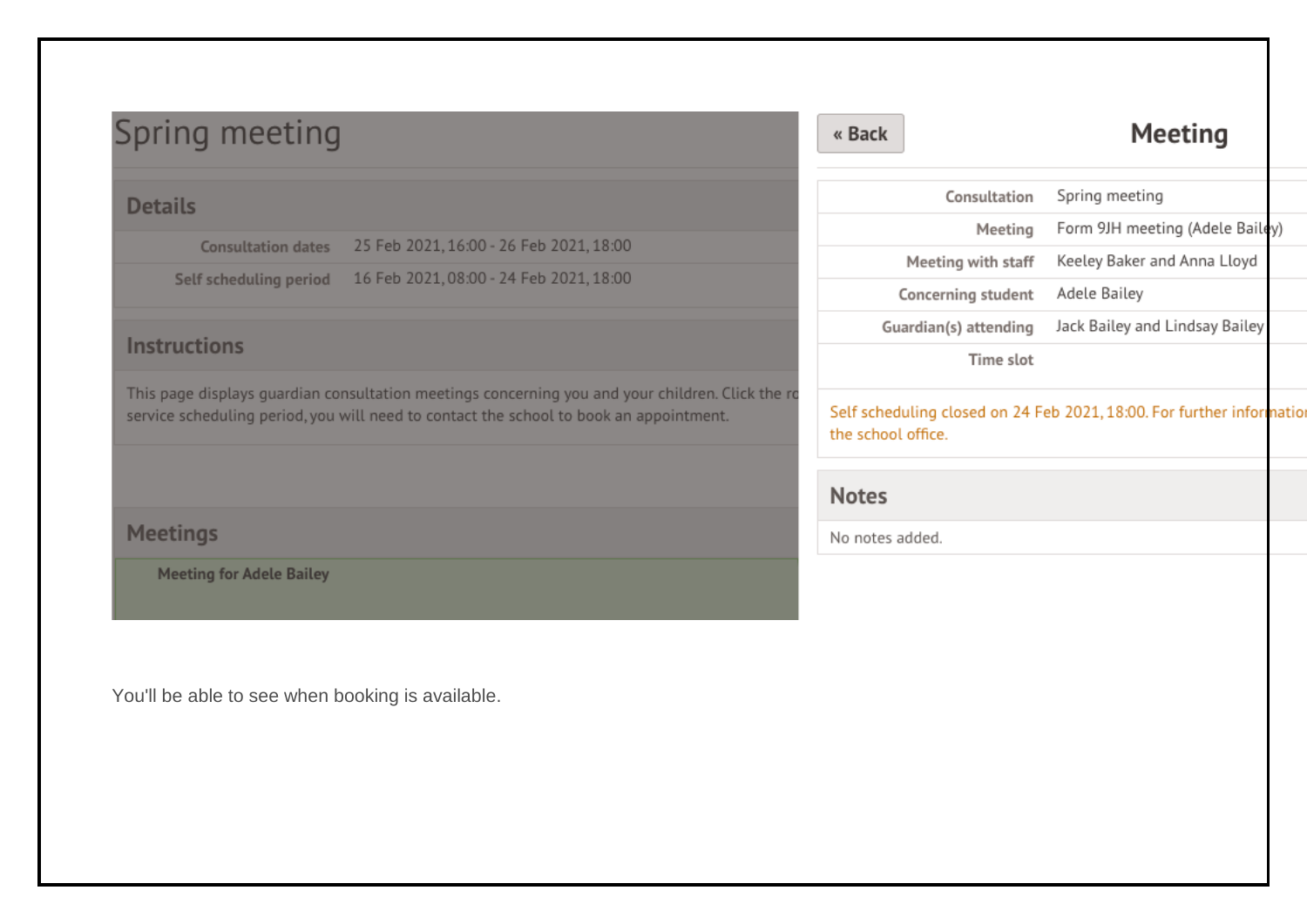# Spring meeting

## Details

| | |
|---|---|
| Consultation dates | 25 Feb 2021, 16:00 - 26 Feb 2021, 18:00 |
| Self scheduling period | 16 Feb 2021, 08:00 - 24 Feb 2021, 18:00 |

## Instructions

This page displays guardian consultation meetings concerning you and your children. Click the ro service scheduling period, you will need to contact the school to book an appointment.

## Meetings

**Meeting for Adele Bailey**

« Back

## Meeting

| | |
|---|---|
| Consultation | Spring meeting |
| Meeting | Form 9JH meeting (Adele Bailey) |
| Meeting with staff | Keeley Baker and Anna Lloyd |
| Concerning student | Adele Bailey |
| Guardian(s) attending | Jack Bailey and Lindsay Bailey |
| Time slot | |

Self scheduling closed on 24 Feb 2021, 18:00. For further informatio the school office.

## Notes

No notes added.

You'll be able to see when booking is available.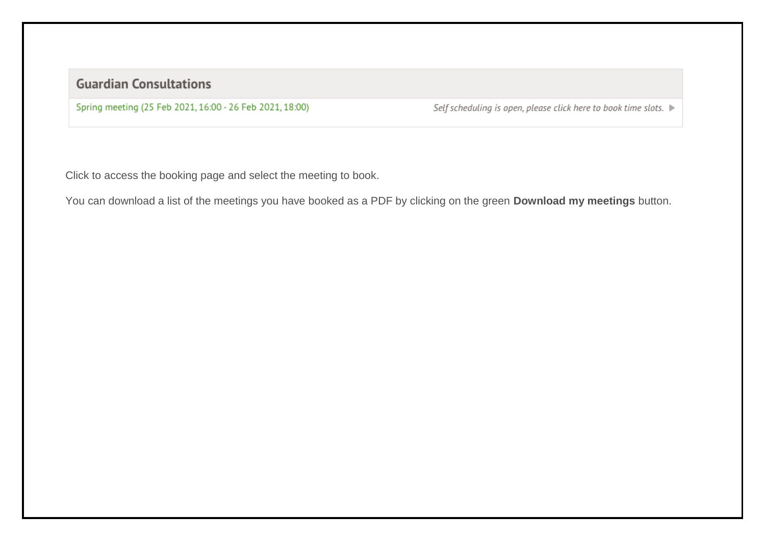**Guardian Consultations**

Spring meeting (25 Feb 2021, 16:00 - 26 Feb 2021, 18:00) *Self scheduling is open, please click here to book time slots.* ▶

Click to access the booking page and select the meeting to book.

You can download a list of the meetings you have booked as a PDF by clicking on the green **Download my meetings** button.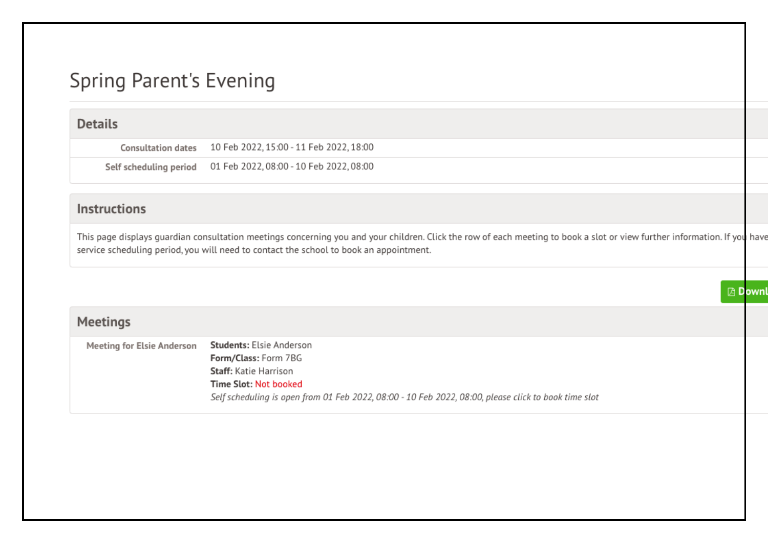# Spring Parent's Evening

## Details

| | |
|---|---|
| Consultation dates | 10 Feb 2022, 15:00 - 11 Feb 2022, 18:00 |
| Self scheduling period | 01 Feb 2022, 08:00 - 10 Feb 2022, 08:00 |

## Instructions

This page displays guardian consultation meetings concerning you and your children. Click the row of each meeting to book a slot or view further information. If you have
service scheduling period, you will need to contact the school to book an appointment.

Downl

## Meetings

Meeting for Elsie Anderson

**Students:** Elsie Anderson
**Form/Class:** Form 7BG
**Staff:** Katie Harrison
**Time Slot:** Not booked
*Self scheduling is open from 01 Feb 2022, 08:00 - 10 Feb 2022, 08:00, please click to book time slot*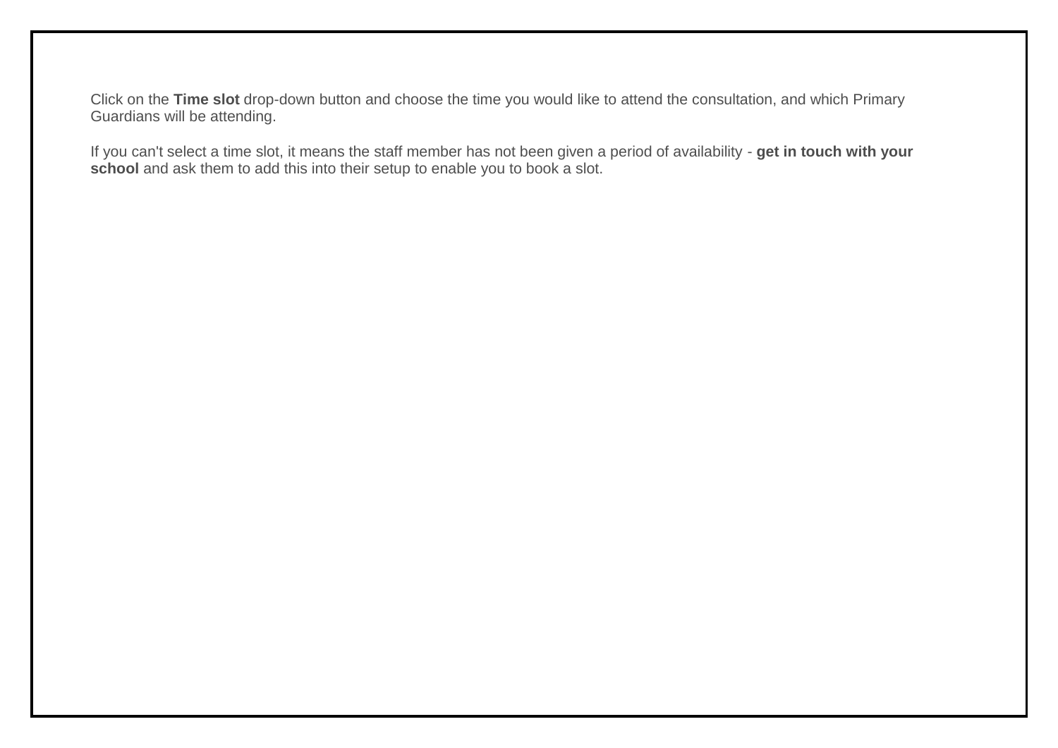Click on the **Time slot** drop-down button and choose the time you would like to attend the consultation, and which Primary Guardians will be attending.

If you can't select a time slot, it means the staff member has not been given a period of availability - **get in touch with your school** and ask them to add this into their setup to enable you to book a slot.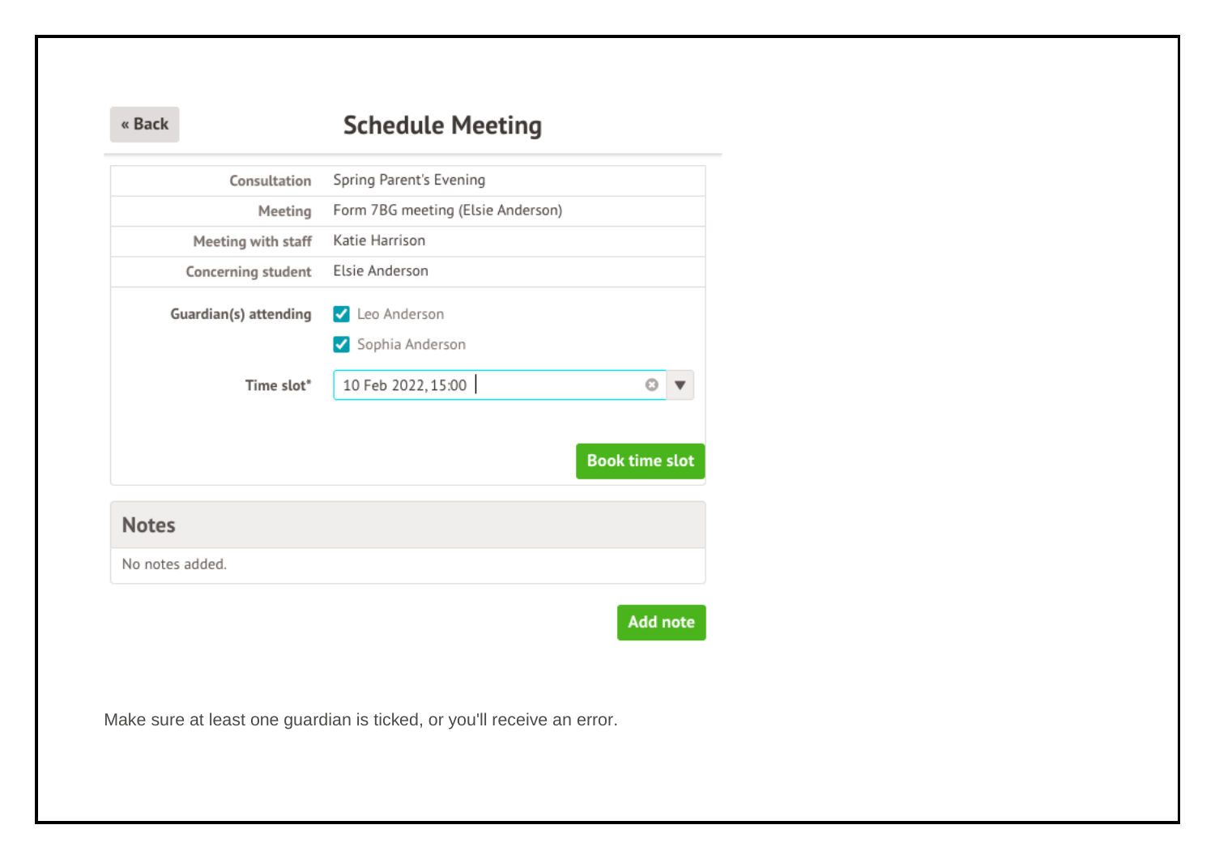« Back

## Schedule Meeting

| | |
|---|---|
| Consultation | Spring Parent's Evening |
| Meeting | Form 7BG meeting (Elsie Anderson) |
| Meeting with staff | Katie Harrison |
| Concerning student | Elsie Anderson |

**Guardian(s) attending**

- [x] Leo Anderson
- [x] Sophia Anderson

**Time slot***: 10 Feb 2022, 15:00

**Book time slot**

### Notes

No notes added.

**Add note**

Make sure at least one guardian is ticked, or you'll receive an error.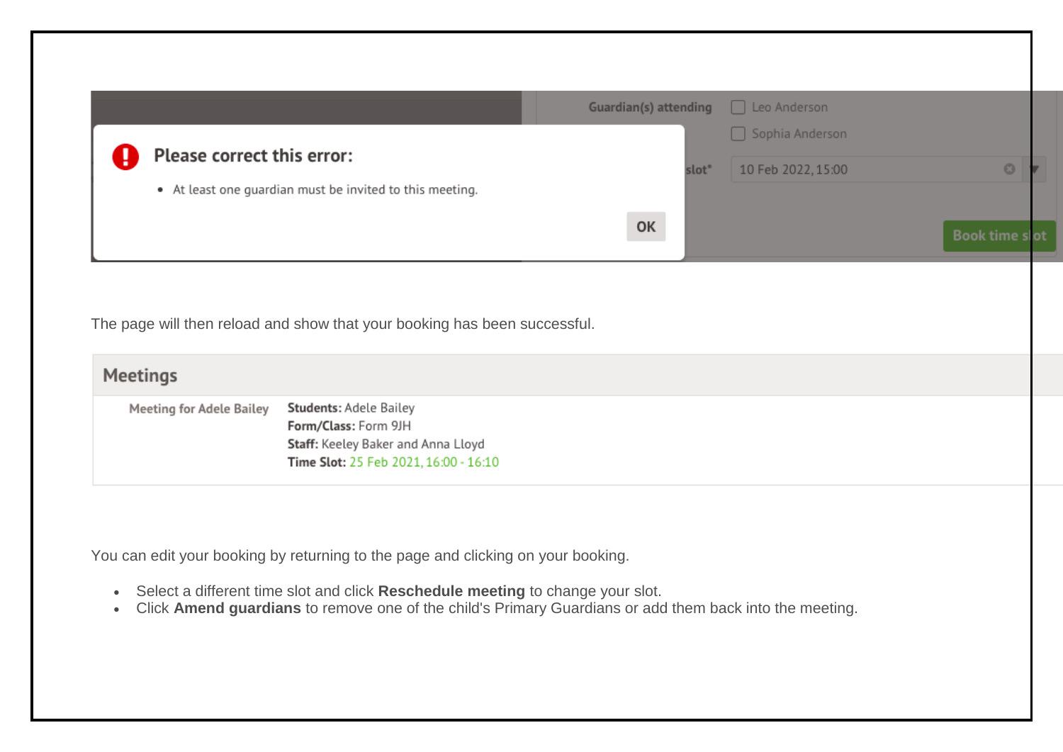**Please correct this error:**

- At least one guardian must be invited to this meeting.

OK

Guardian(s) attending: Leo Anderson, Sophia Anderson

slot*: 10 Feb 2022, 15:00

Book time slot

The page will then reload and show that your booking has been successful.

## Meetings

Meeting for Adele Bailey

**Students:** Adele Bailey
**Form/Class:** Form 9JH
**Staff:** Keeley Baker and Anna Lloyd
**Time Slot:** 25 Feb 2021, 16:00 - 16:10

You can edit your booking by returning to the page and clicking on your booking.

- Select a different time slot and click **Reschedule meeting** to change your slot.
- Click **Amend guardians** to remove one of the child's Primary Guardians or add them back into the meeting.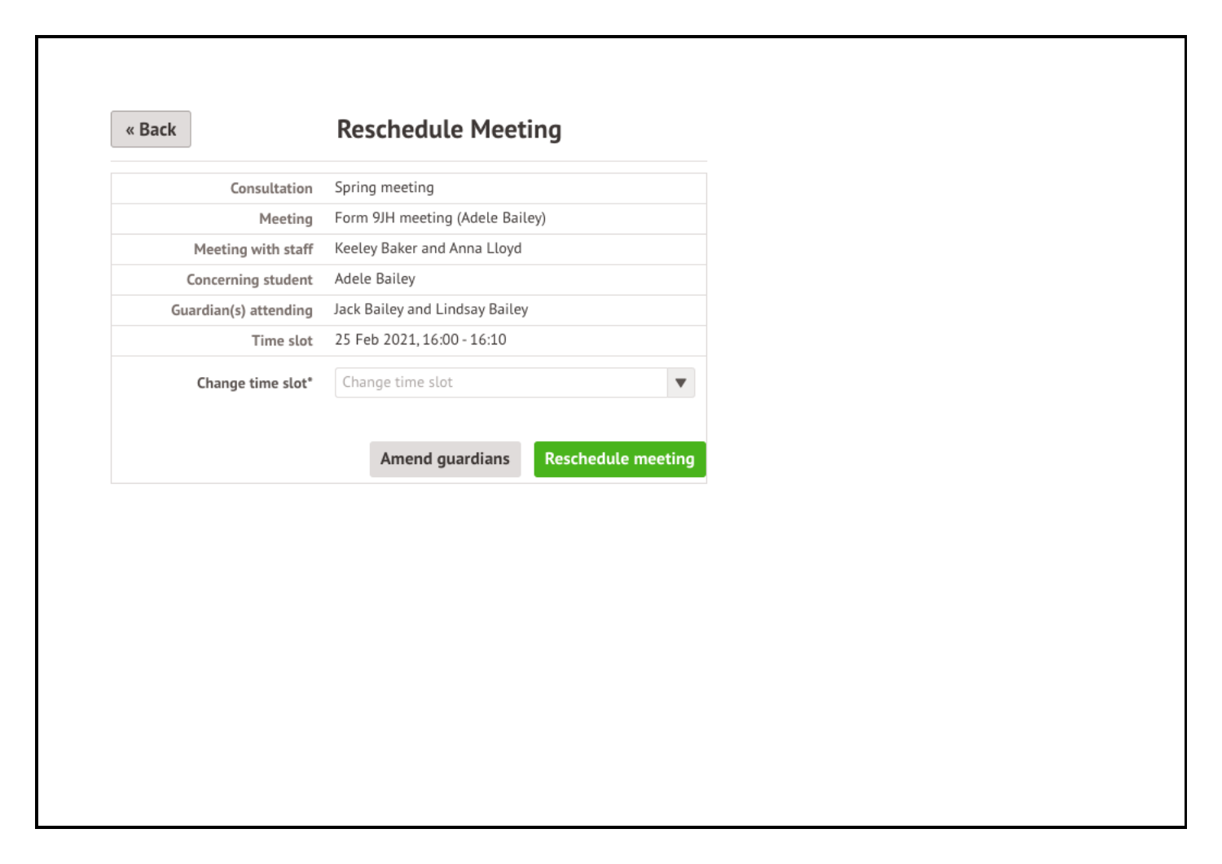« Back

# Reschedule Meeting

| | |
|---|---|
| Consultation | Spring meeting |
| Meeting | Form 9JH meeting (Adele Bailey) |
| Meeting with staff | Keeley Baker and Anna Lloyd |
| Concerning student | Adele Bailey |
| Guardian(s) attending | Jack Bailey and Lindsay Bailey |
| Time slot | 25 Feb 2021, 16:00 - 16:10 |
| **Change time slot*** | Change time slot ▼ |

Amend guardians | Reschedule meeting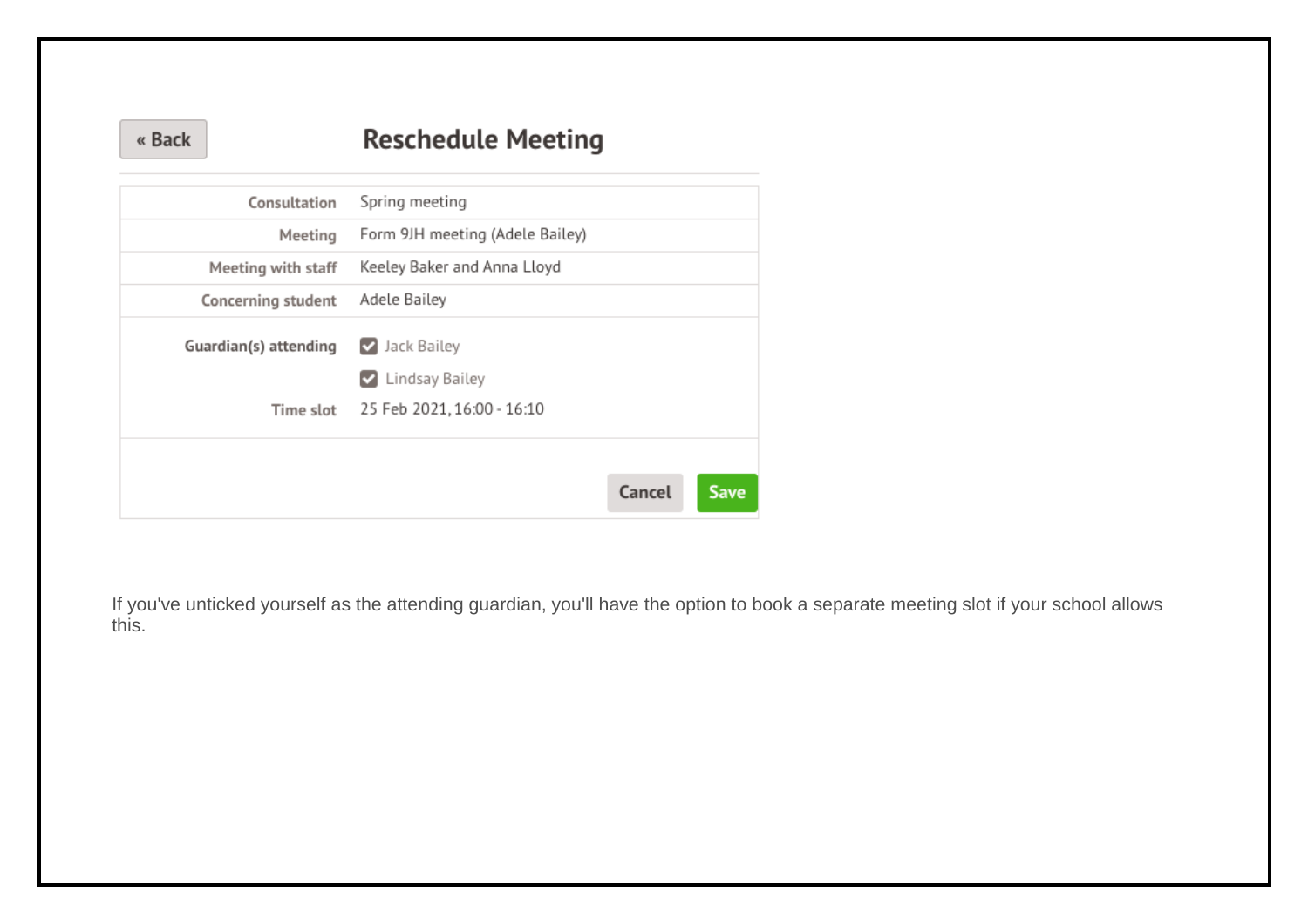« Back

## Reschedule Meeting

| | |
|---|---|
| Consultation | Spring meeting |
| Meeting | Form 9JH meeting (Adele Bailey) |
| Meeting with staff | Keeley Baker and Anna Lloyd |
| Concerning student | Adele Bailey |
| Guardian(s) attending | ☑ Jack Bailey<br>☑ Lindsay Bailey |
| Time slot | 25 Feb 2021, 16:00 - 16:10 |

Cancel | Save

If you've unticked yourself as the attending guardian, you'll have the option to book a separate meeting slot if your school allows this.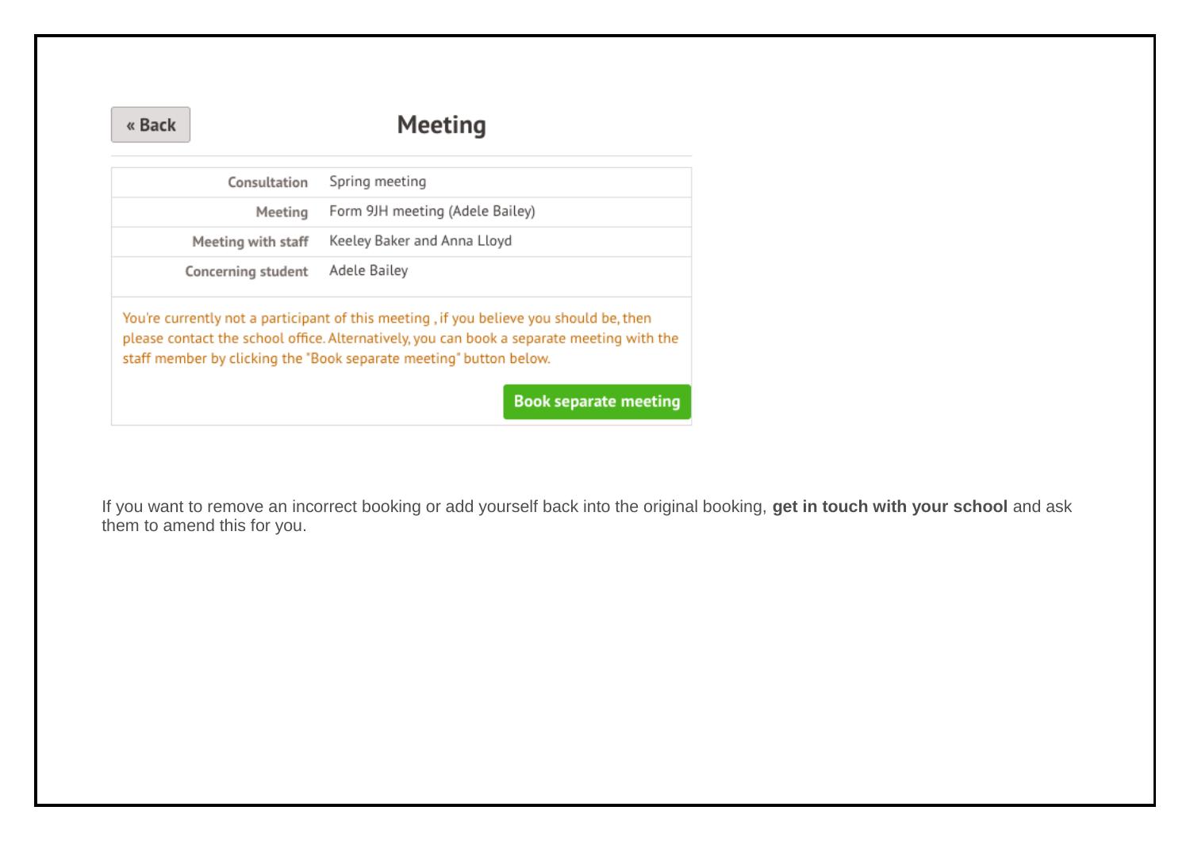« Back

## Meeting

| Consultation | Spring meeting |
| --- | --- |
| Meeting | Form 9JH meeting (Adele Bailey) |
| Meeting with staff | Keeley Baker and Anna Lloyd |
| Concerning student | Adele Bailey |

You're currently not a participant of this meeting , if you believe you should be, then please contact the school office. Alternatively, you can book a separate meeting with the staff member by clicking the "Book separate meeting" button below.

Book separate meeting

If you want to remove an incorrect booking or add yourself back into the original booking, **get in touch with your school** and ask them to amend this for you.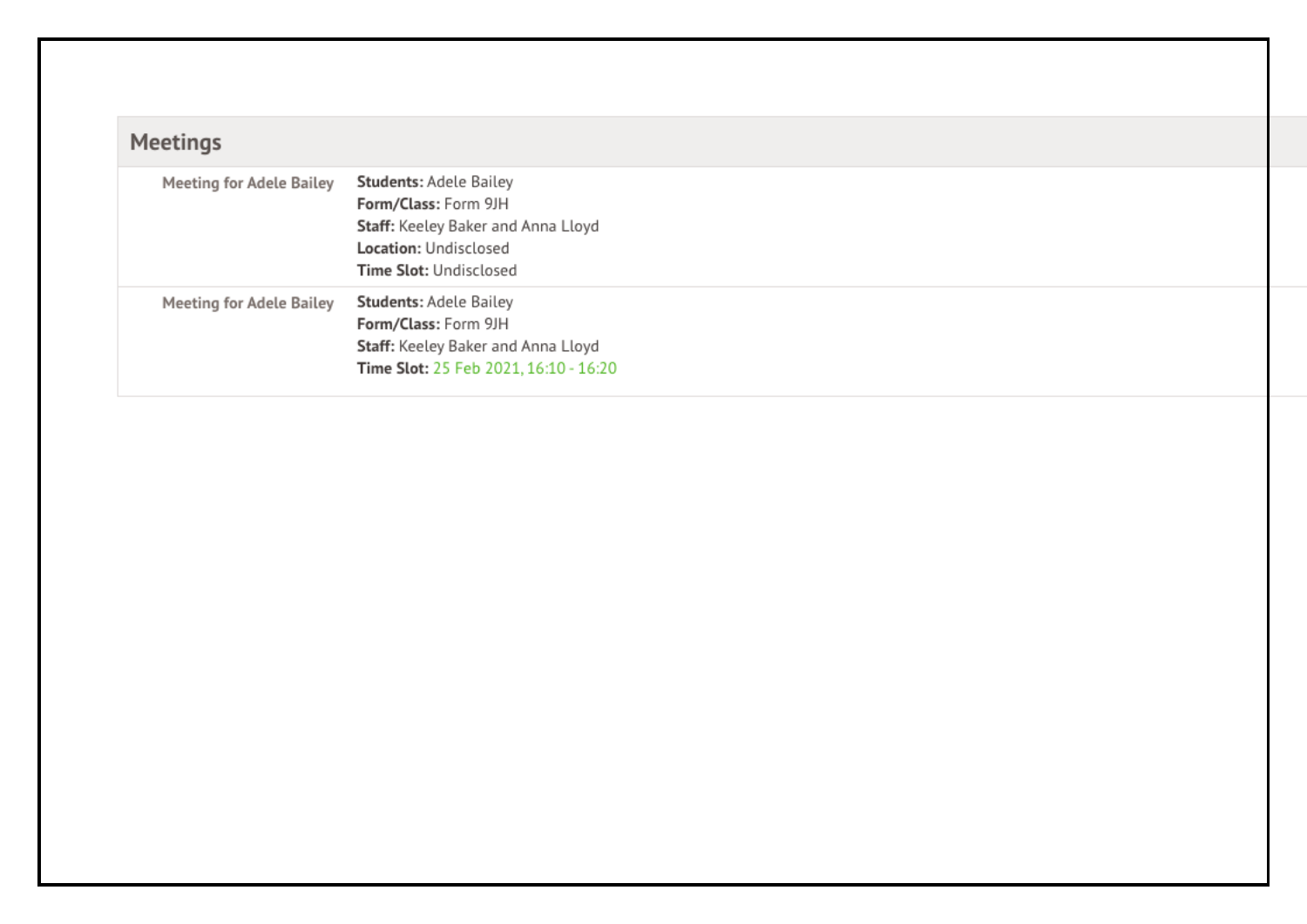## Meetings

**Meeting for Adele Bailey**

**Students:** Adele Bailey
**Form/Class:** Form 9JH
**Staff:** Keeley Baker and Anna Lloyd
**Location:** Undisclosed
**Time Slot:** Undisclosed

**Meeting for Adele Bailey**

**Students:** Adele Bailey
**Form/Class:** Form 9JH
**Staff:** Keeley Baker and Anna Lloyd
**Time Slot:** 25 Feb 2021, 16:10 - 16:20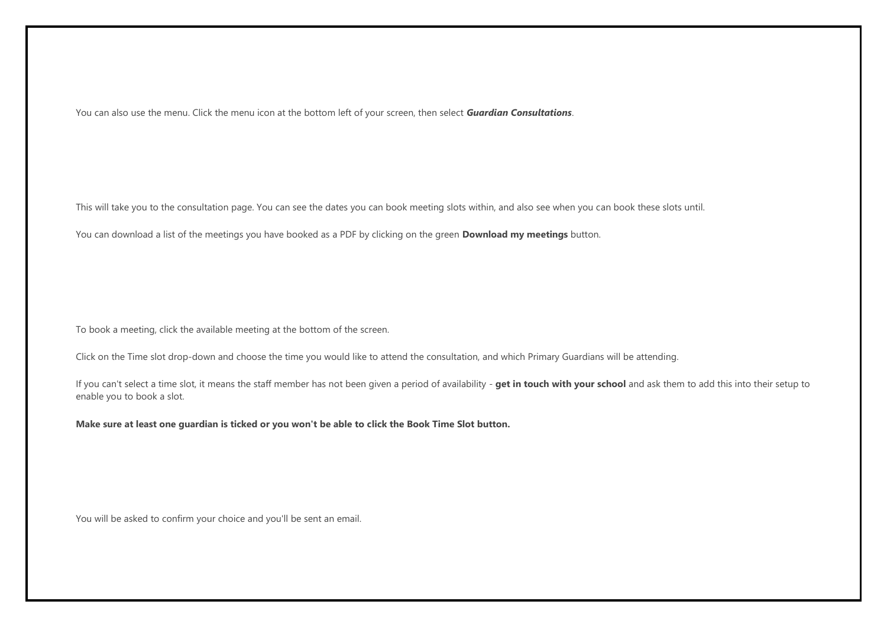You can also use the menu. Click the menu icon at the bottom left of your screen, then select ***Guardian Consultations***.

This will take you to the consultation page. You can see the dates you can book meeting slots within, and also see when you can book these slots until.

You can download a list of the meetings you have booked as a PDF by clicking on the green **Download my meetings** button.

To book a meeting, click the available meeting at the bottom of the screen.

Click on the Time slot drop-down and choose the time you would like to attend the consultation, and which Primary Guardians will be attending.

If you can't select a time slot, it means the staff member has not been given a period of availability - **get in touch with your school** and ask them to add this into their setup to enable you to book a slot.

**Make sure at least one guardian is ticked or you won't be able to click the Book Time Slot button.**

You will be asked to confirm your choice and you'll be sent an email.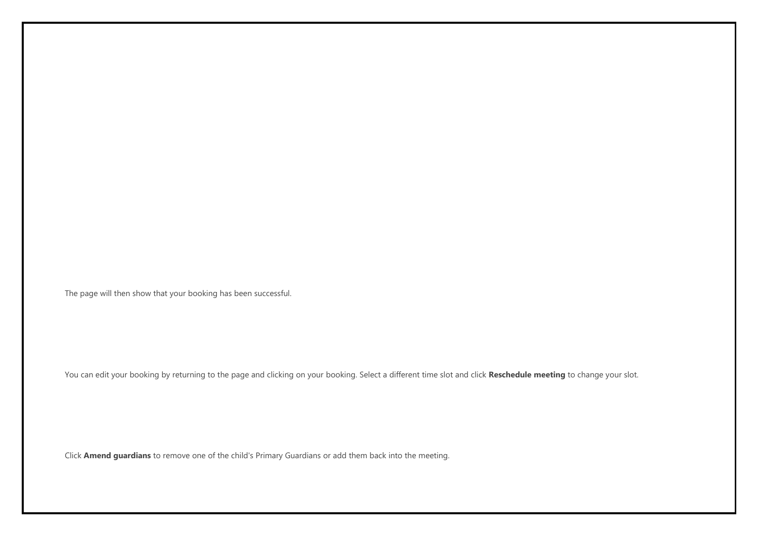The page will then show that your booking has been successful.

You can edit your booking by returning to the page and clicking on your booking. Select a different time slot and click **Reschedule meeting** to change your slot.

Click **Amend guardians** to remove one of the child's Primary Guardians or add them back into the meeting.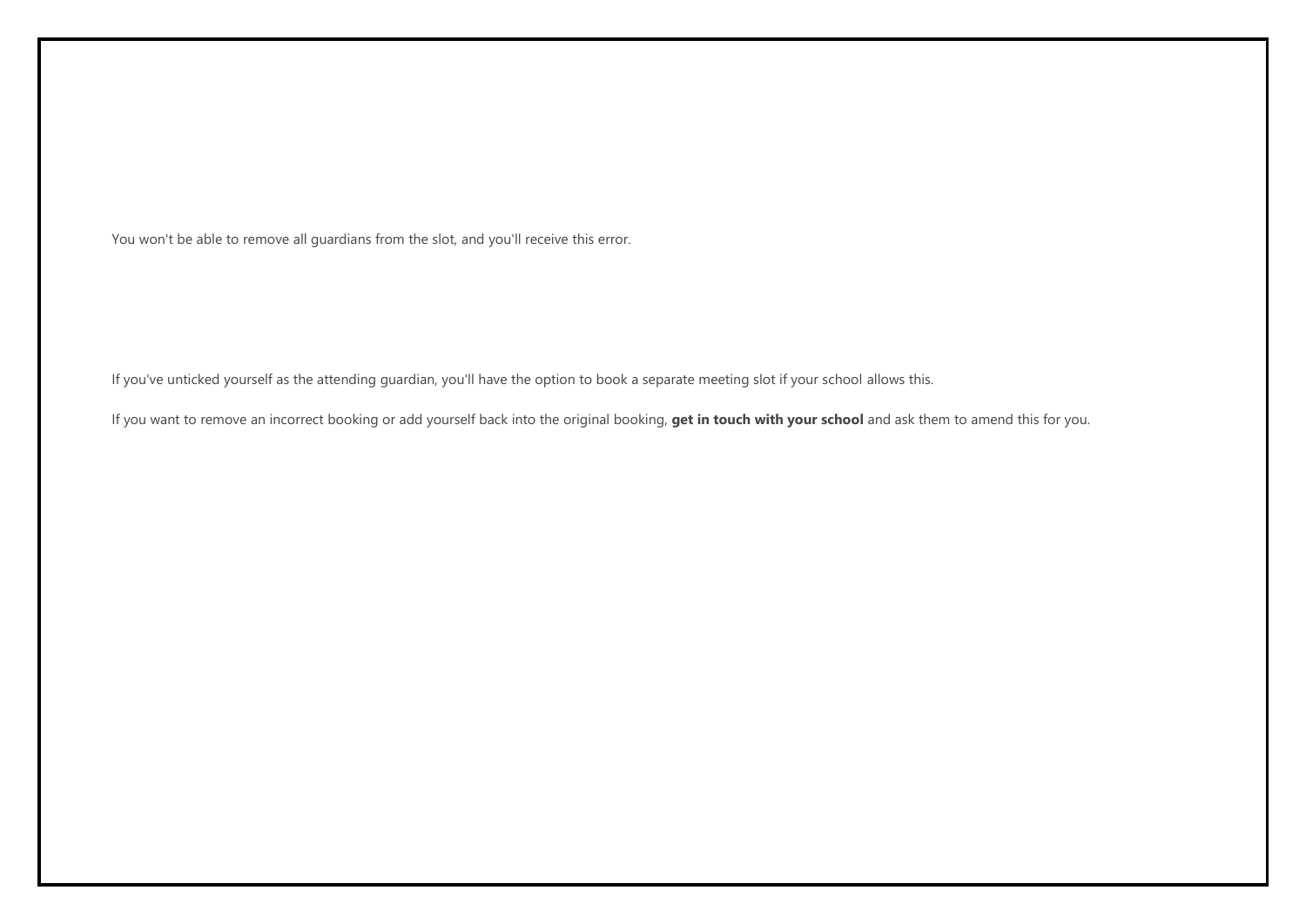You won't be able to remove all guardians from the slot, and you'll receive this error.

If you've unticked yourself as the attending guardian, you'll have the option to book a separate meeting slot if your school allows this.

If you want to remove an incorrect booking or add yourself back into the original booking, **get in touch with your school** and ask them to amend this for you.